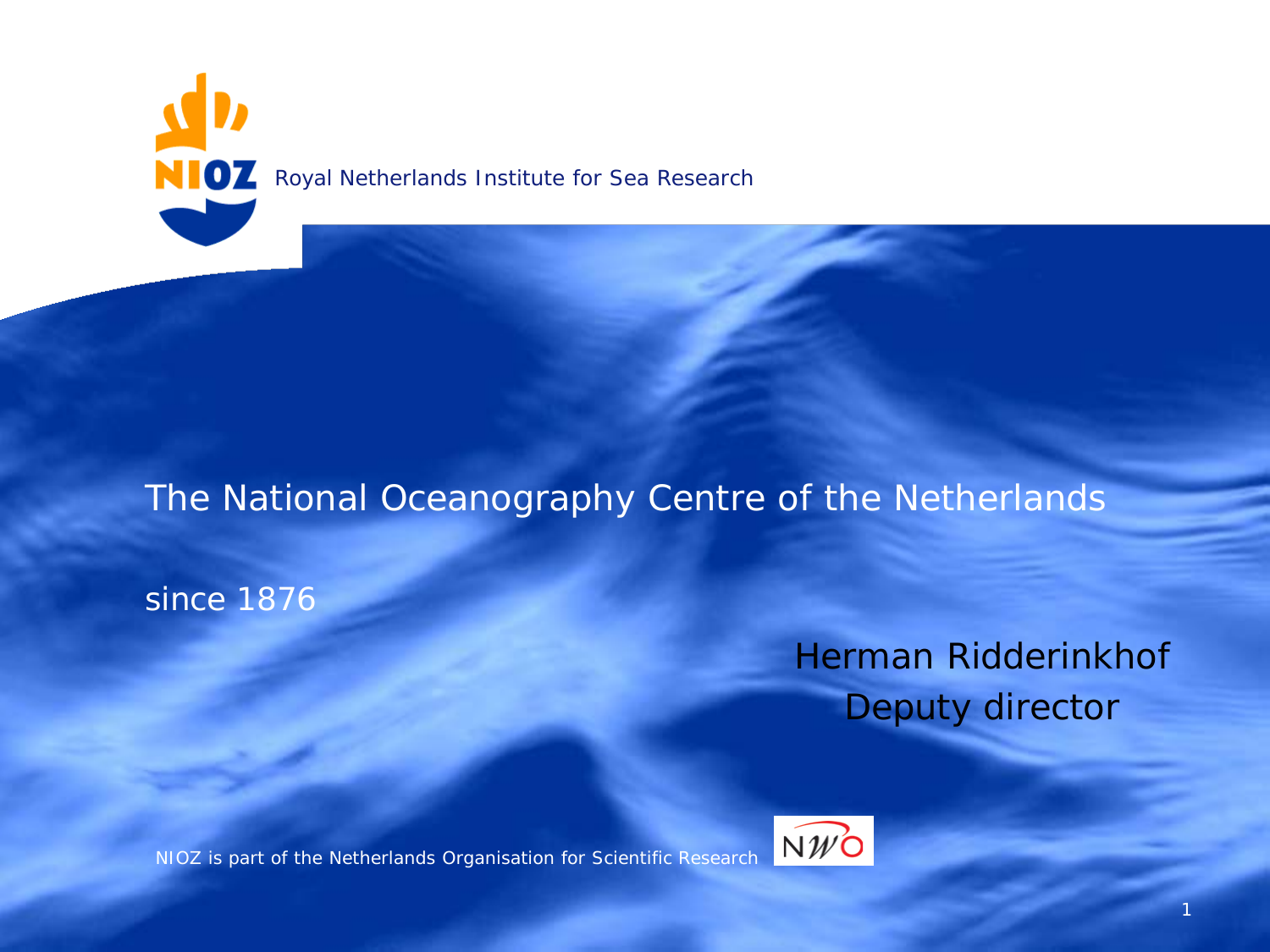Royal Netherlands Institute for Sea Research

# The National Oceanography Centre of the Netherlands

since 1876

Herman Ridderinkhof
Deputy director

NIOZ is part of the Netherlands Organisation for Scientific Research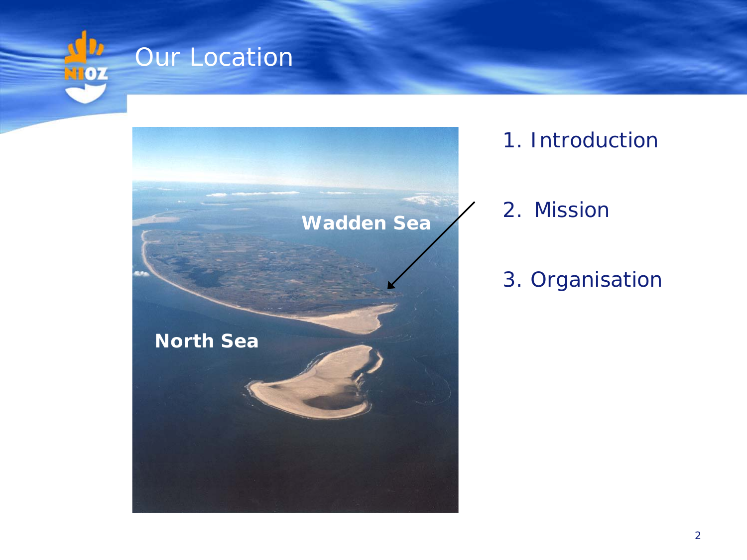# Our Location

Wadden Sea

North Sea

1. Introduction
2. Mission
3. Organisation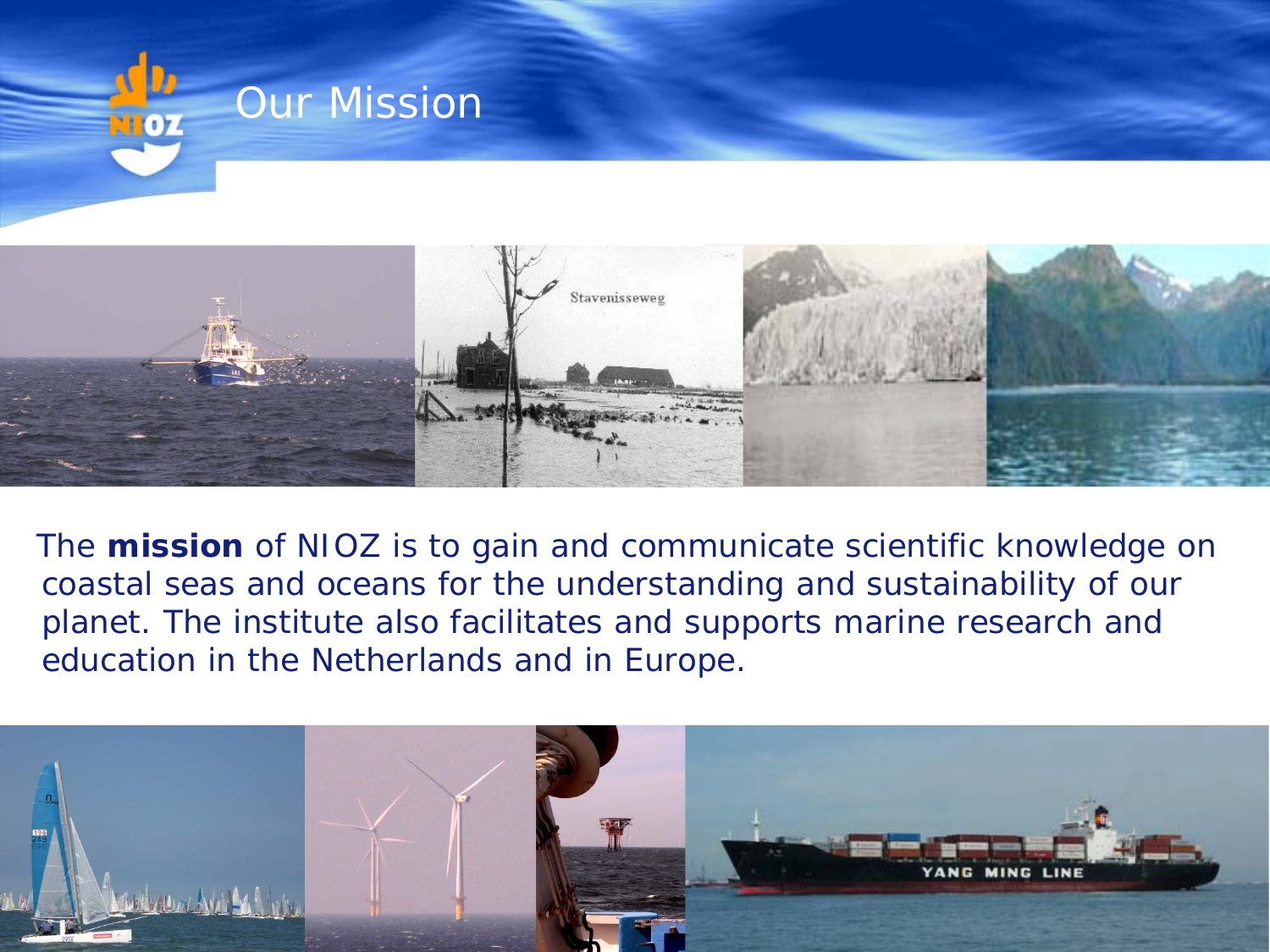# Our Mission

The **mission** of NIOZ is to gain and communicate scientific knowledge on coastal seas and oceans for the understanding and sustainability of our planet. The institute also facilitates and supports marine research and education in the Netherlands and in Europe.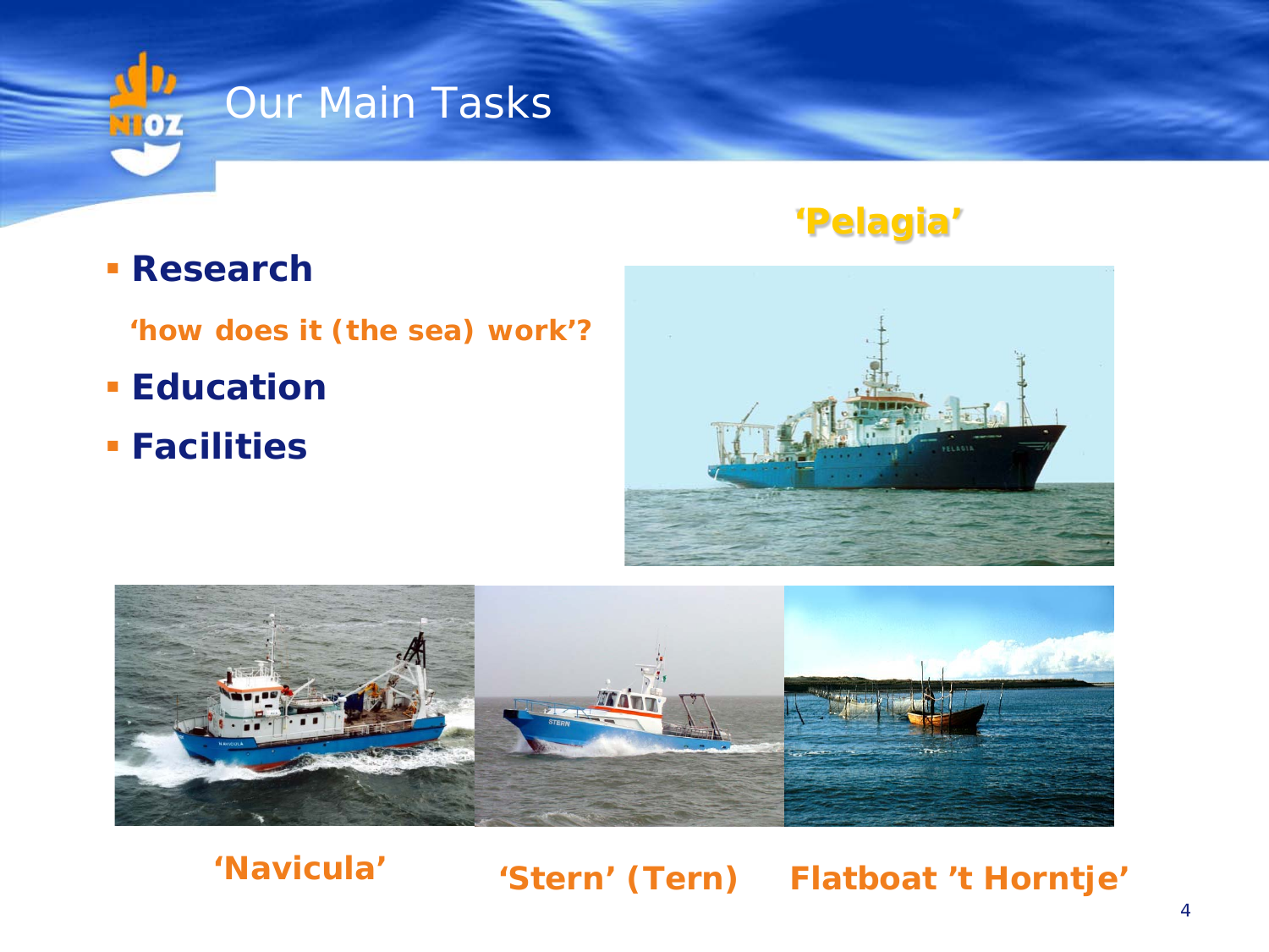# Our Main Tasks

- **Research**

  **'how does it (the sea) work'?**

- **Education**
- **Facilities**

**'Pelagia'**

**'Navicula'**

**'Stern' (Tern)**

**Flatboat 't Horntje'**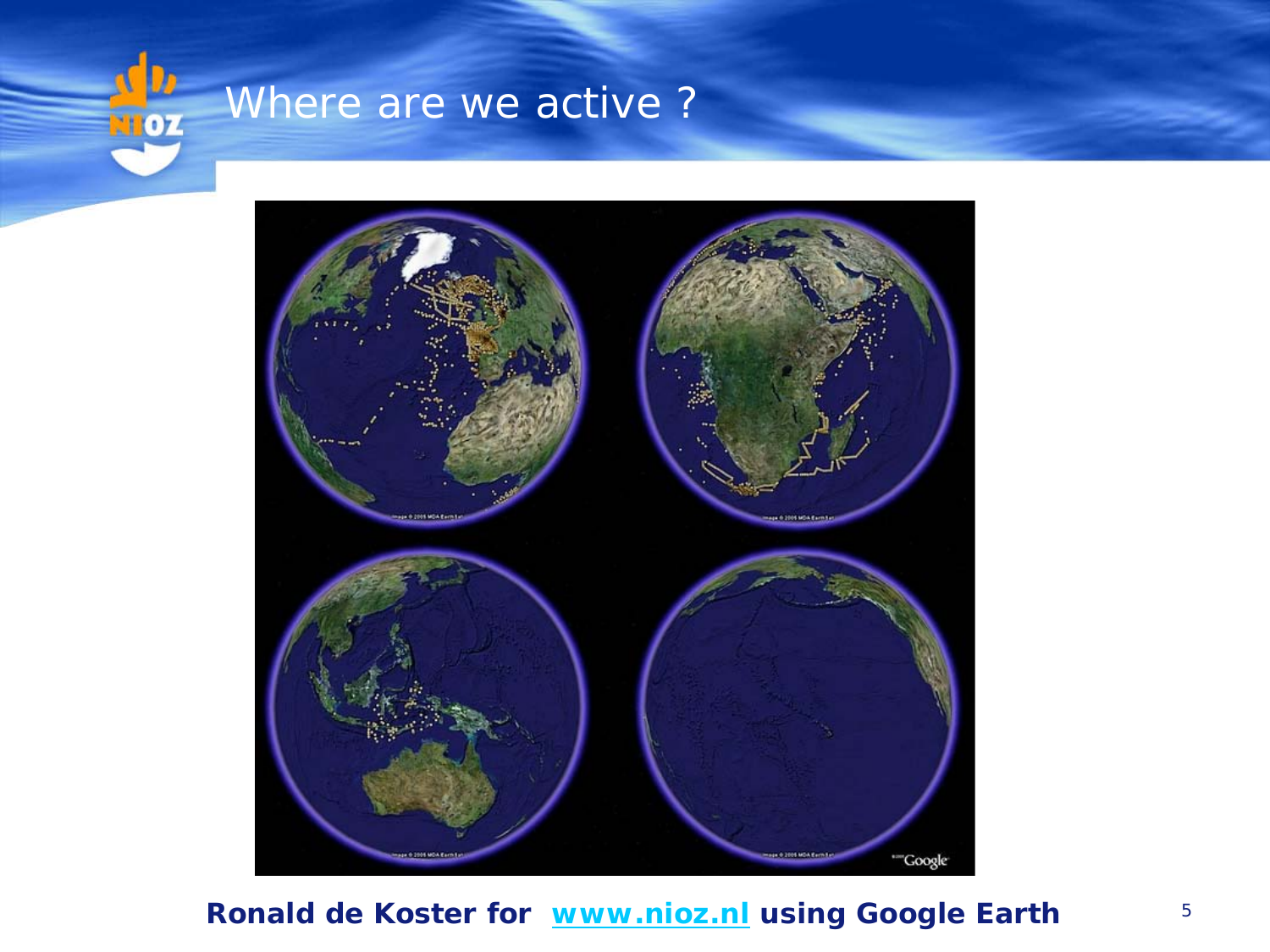# Where are we active ?

**Ronald de Koster for www.nioz.nl using Google Earth**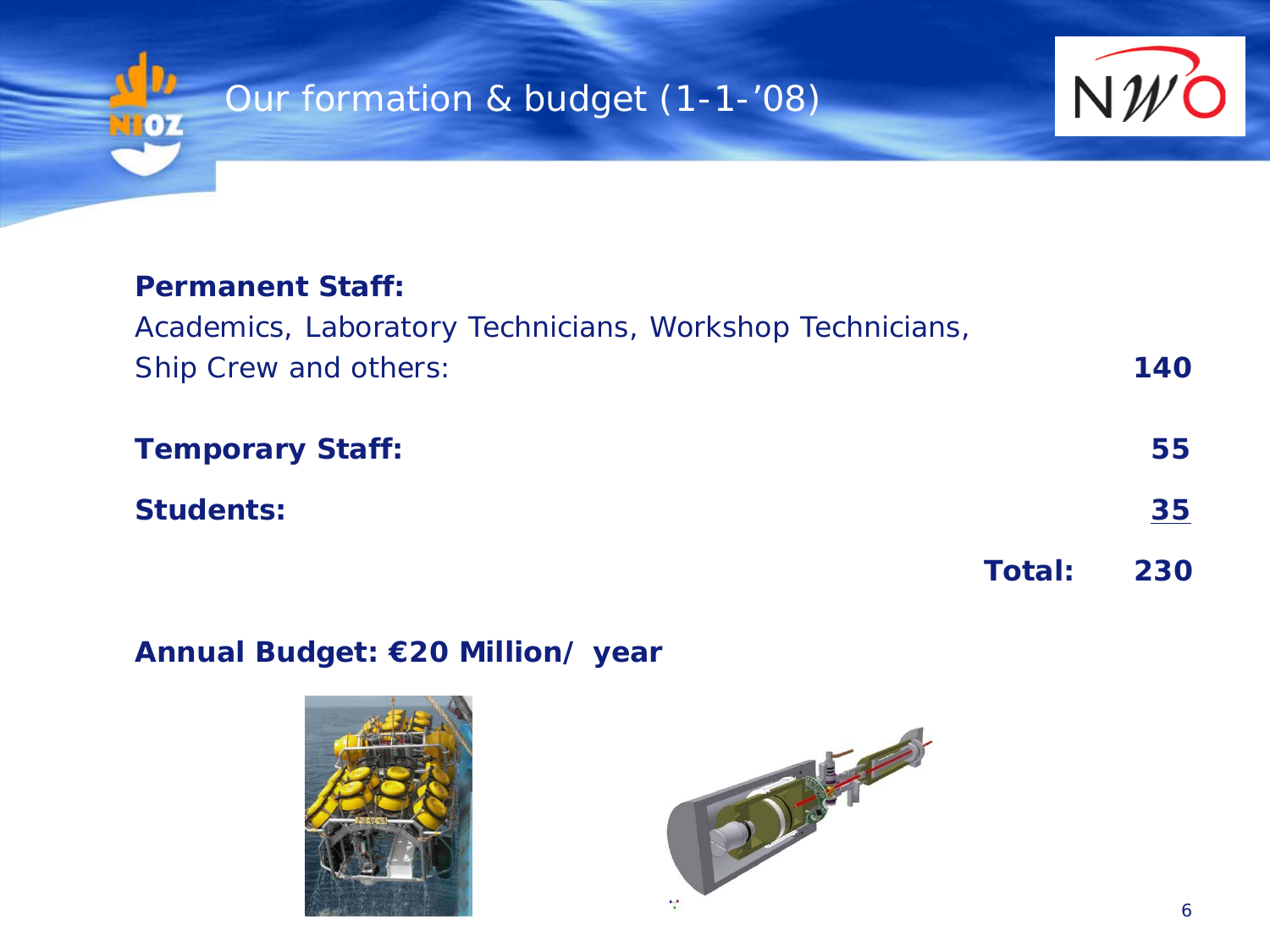# Our formation & budget (1-1-'08)

| | |
|---|---|
| **Permanent Staff:** Academics, Laboratory Technicians, Workshop Technicians, Ship Crew and others: | **140** |
| **Temporary Staff:** | **55** |
| **Students:** | **35** |
| **Total:** | **230** |

**Annual Budget: €20 Million/ year**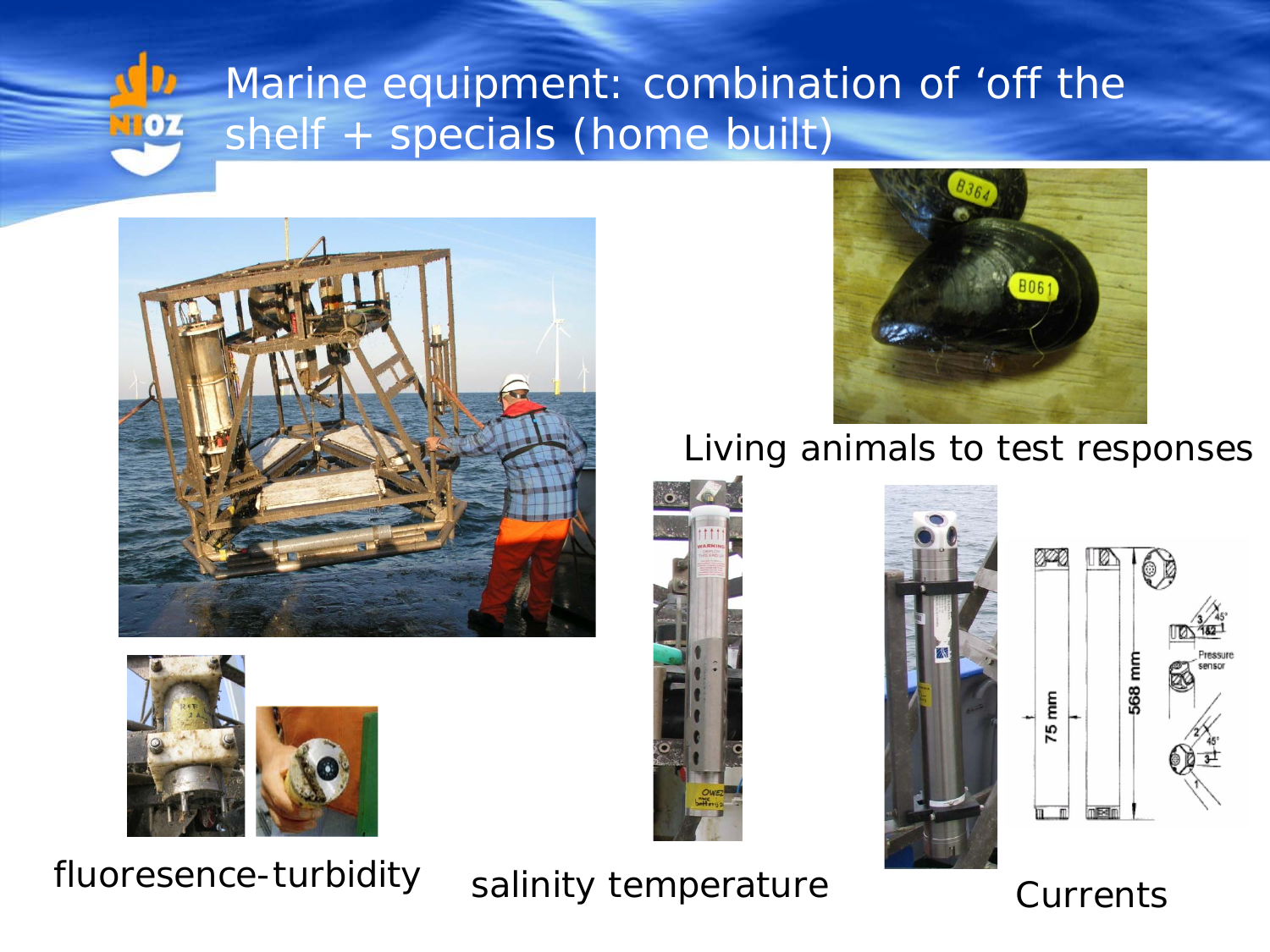# Marine equipment: combination of 'off the shelf + specials (home built)

Living animals to test responses

fluoresence-turbidity

salinity temperature

Currents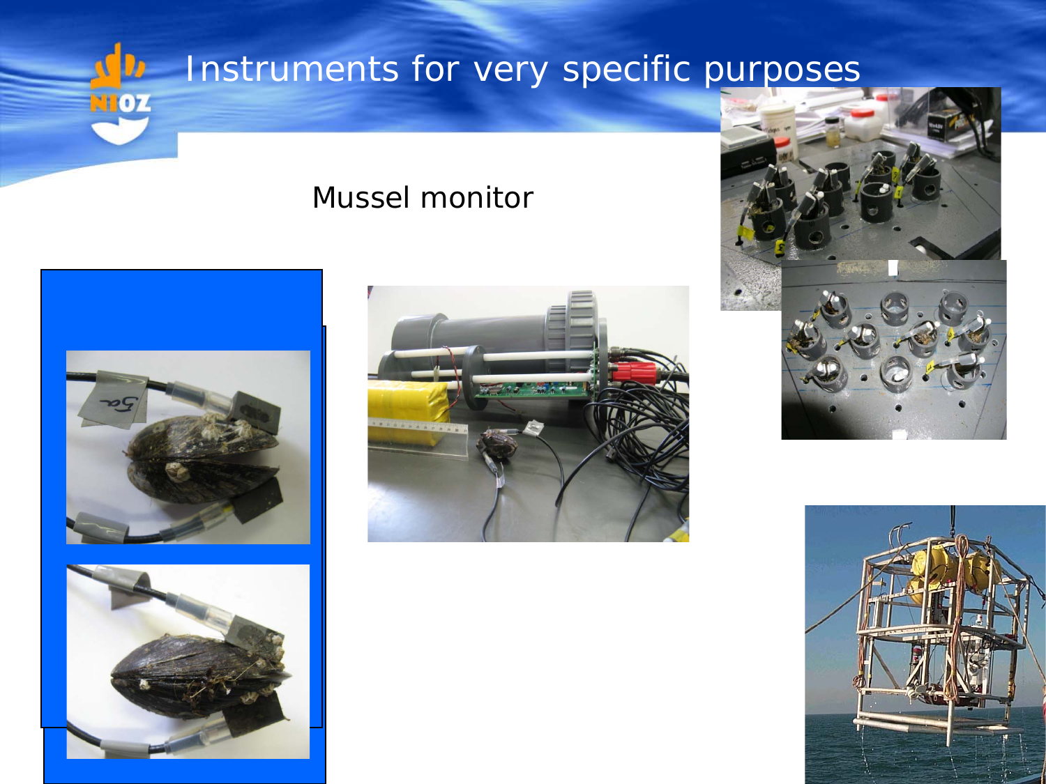# Instruments for very specific purposes

Mussel monitor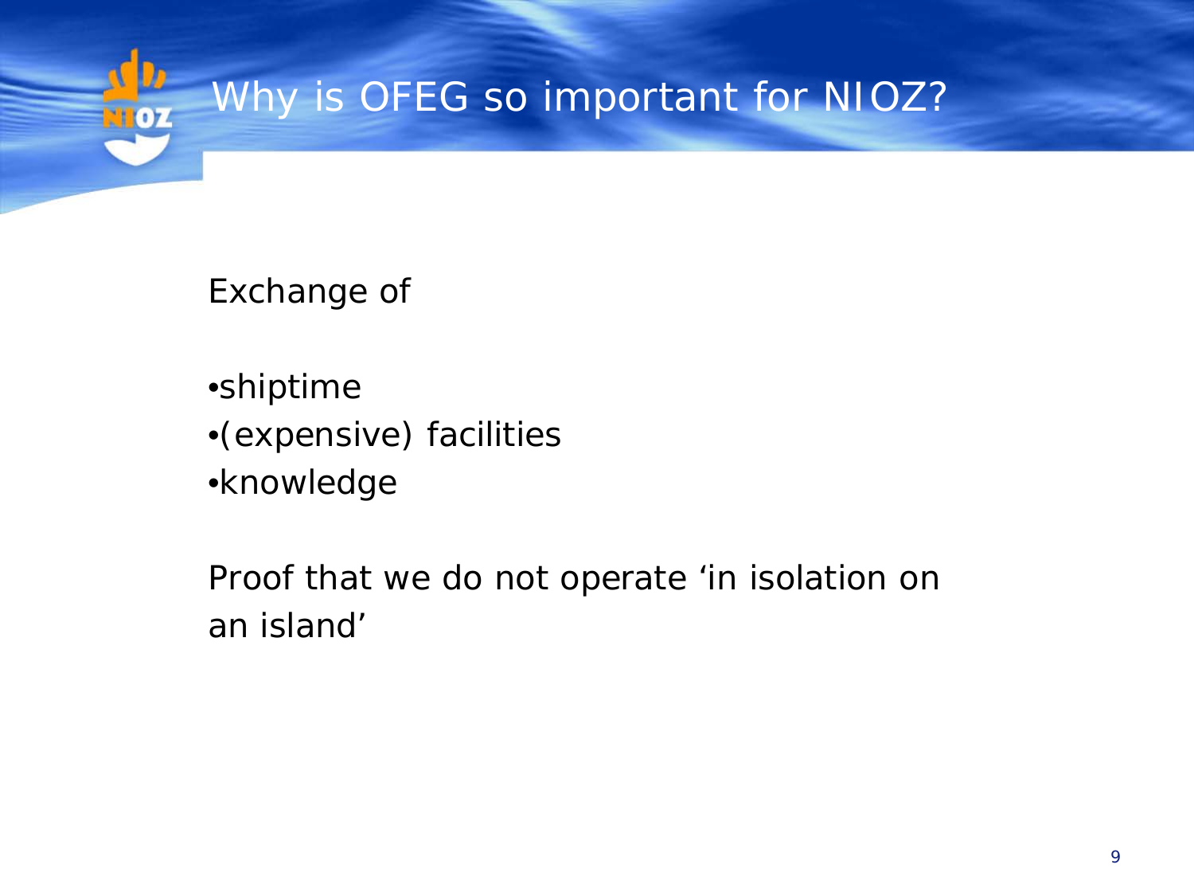# Why is OFEG so important for NIOZ?

Exchange of

- shiptime
- (expensive) facilities
- knowledge

Proof that we do not operate ‘in isolation on an island’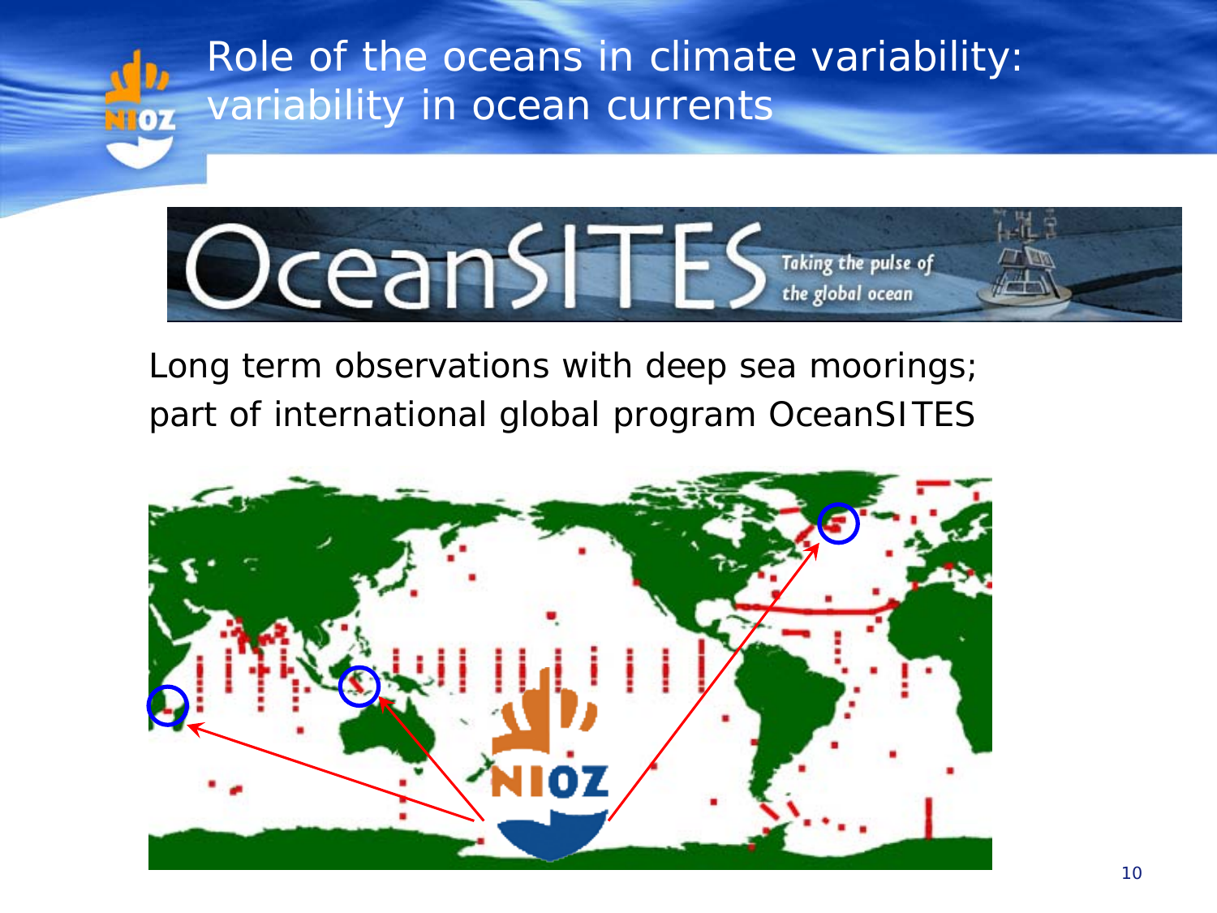# Role of the oceans in climate variability: variability in ocean currents

OceanSITES — Taking the pulse of the global ocean

Long term observations with deep sea moorings; part of international global program OceanSITES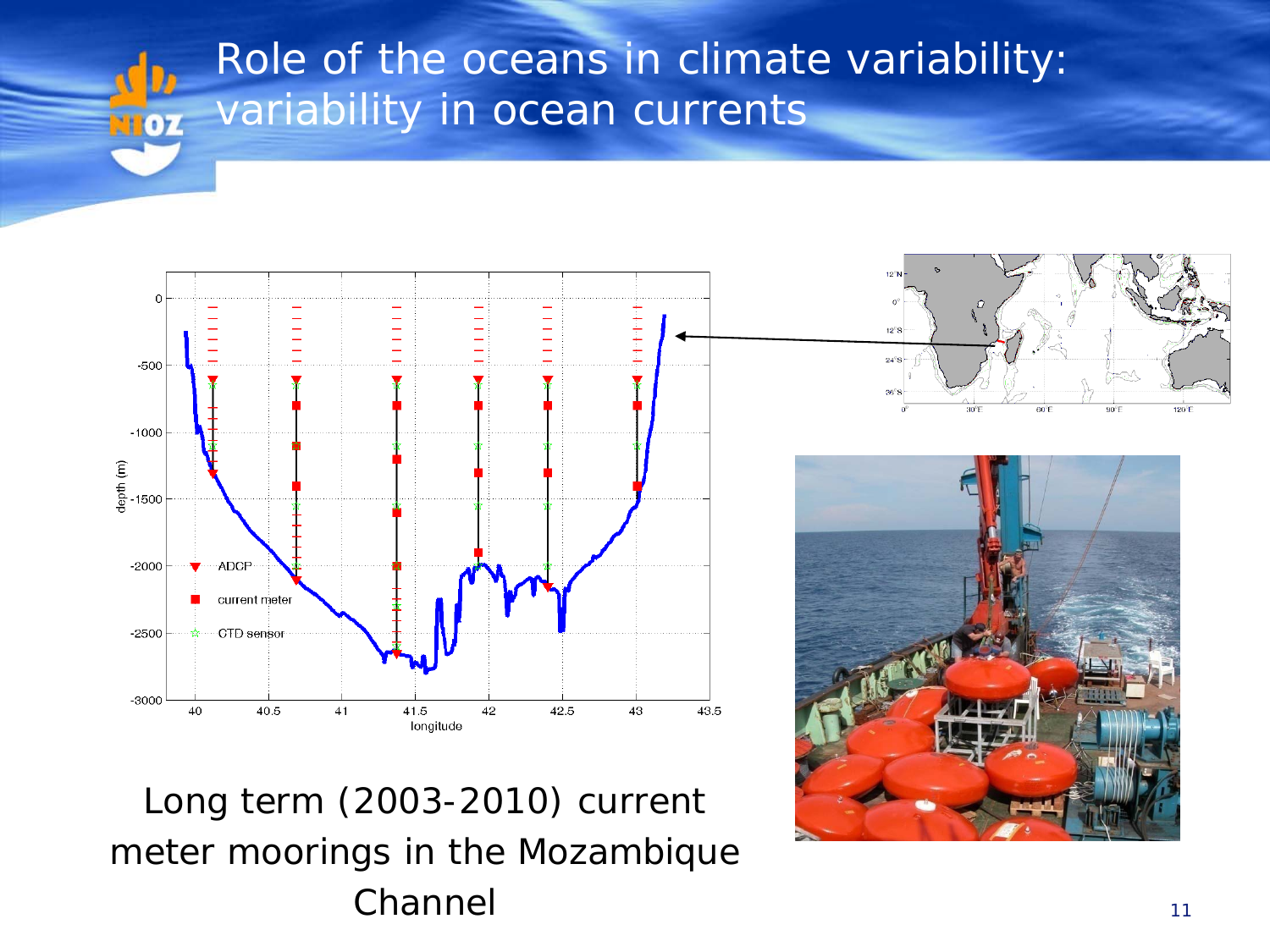# Role of the oceans in climate variability: variability in ocean currents

0
-500
-1000
-1500
-2000
-2500
-3000
depth (m)
40
40.5
41
41.5
42
42.5
43
43.5
longitude
ADCP
current meter
CTD sensor

12°N
0°
12°S
24°S
36°S
0°
30°E
60°E
90°E
120°E

Long term (2003-2010) current meter moorings in the Mozambique Channel